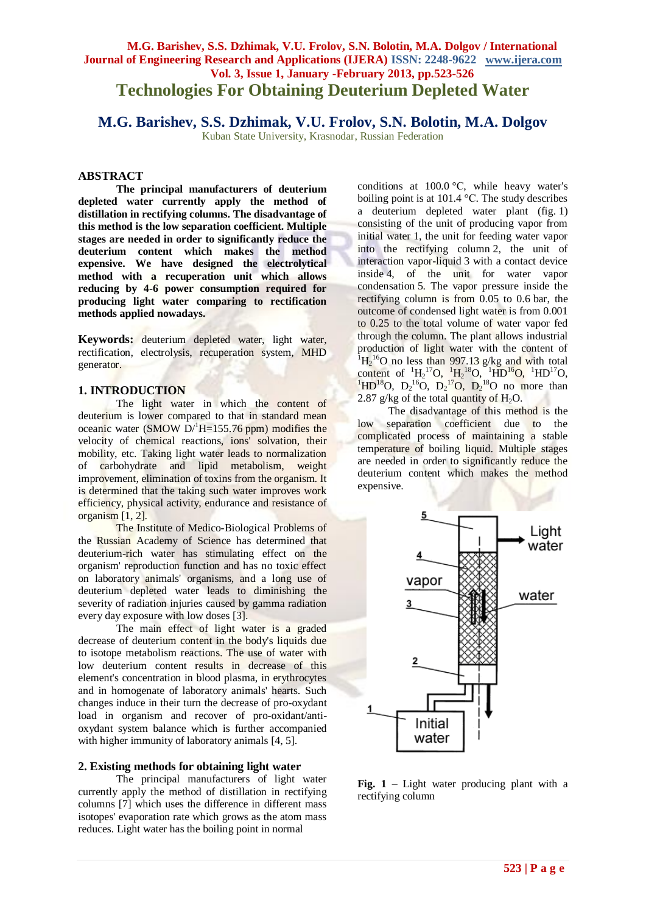# Technologies For Obtaining Deuterium Depleted Water

## M.G. Barishev, S.S. Dzhimak, V.U. Frolov, S.N. Bolotin, M.A. Dolgov

Kuban State University, Krasnodar, Russian Federation

## ABSTRACT

**The principal manufacturers of deuterium depleted water currently apply the method of distillation in rectifying columns. The disadvantage of this method is the low separation coefficient. Multiple stages are needed in order to significantly reduce the deuterium content which makes the method expensive. We have designed the electrolytical method with a recuperation unit which allows reducing by 4-6 power consumption required for producing light water comparing to rectification methods applied nowadays.**

**Keywords:** deuterium depleted water, light water, rectification, electrolysis, recuperation system, MHD generator.

## 1. INTRODUCTION

The light water in which the content of deuterium is lower compared to that in standard mean oceanic water (SMOW D/$^{1}$H=155.76 ppm) modifies the velocity of chemical reactions, ions' solvation, their mobility, etc. Taking light water leads to normalization of carbohydrate and lipid metabolism, weight improvement, elimination of toxins from the organism. It is determined that the taking such water improves work efficiency, physical activity, endurance and resistance of organism [1, 2].

The Institute of Medico-Biological Problems of the Russian Academy of Science has determined that deuterium-rich water has stimulating effect on the organism' reproduction function and has no toxic effect on laboratory animals' organisms, and a long use of deuterium depleted water leads to diminishing the severity of radiation injuries caused by gamma radiation every day exposure with low doses [3].

The main effect of light water is a graded decrease of deuterium content in the body's liquids due to isotope metabolism reactions. The use of water with low deuterium content results in decrease of this element's concentration in blood plasma, in erythrocytes and in homogenate of laboratory animals' hearts. Such changes induce in their turn the decrease of pro-oxydant load in organism and recover of pro-oxidant/anti-oxydant system balance which is further accompanied with higher immunity of laboratory animals [4, 5].

## 2. Existing methods for obtaining light water

The principal manufacturers of light water currently apply the method of distillation in rectifying columns [7] which uses the difference in different mass isotopes' evaporation rate which grows as the atom mass reduces. Light water has the boiling point in normal conditions at 100.0 °C, while heavy water's boiling point is at 101.4 °C. The study describes a deuterium depleted water plant (fig. 1) consisting of the unit of producing vapor from initial water 1, the unit for feeding water vapor into the rectifying column 2, the unit of interaction vapor-liquid 3 with a contact device inside 4, of the unit for water vapor condensation 5. The vapor pressure inside the rectifying column is from 0.05 to 0.6 bar, the outcome of condensed light water is from 0.001 to 0.25 to the total volume of water vapor fed through the column. The plant allows industrial production of light water with the content of $^{1}H_2{}^{16}O$ no less than 997.13 g/kg and with total content of $^{1}H_2{}^{17}O$, $^{1}H_2{}^{18}O$, $^{1}HD^{16}O$, $^{1}HD^{17}O$, $^{1}HD^{18}O$, $D_2{}^{16}O$, $D_2{}^{17}O$, $D_2{}^{18}O$ no more than 2.87 g/kg of the total quantity of $H_2O$.

The disadvantage of this method is the low separation coefficient due to the complicated process of maintaining a stable temperature of boiling liquid. Multiple stages are needed in order to significantly reduce the deuterium content which makes the method expensive.

**Fig. 1** – Light water producing plant with a rectifying column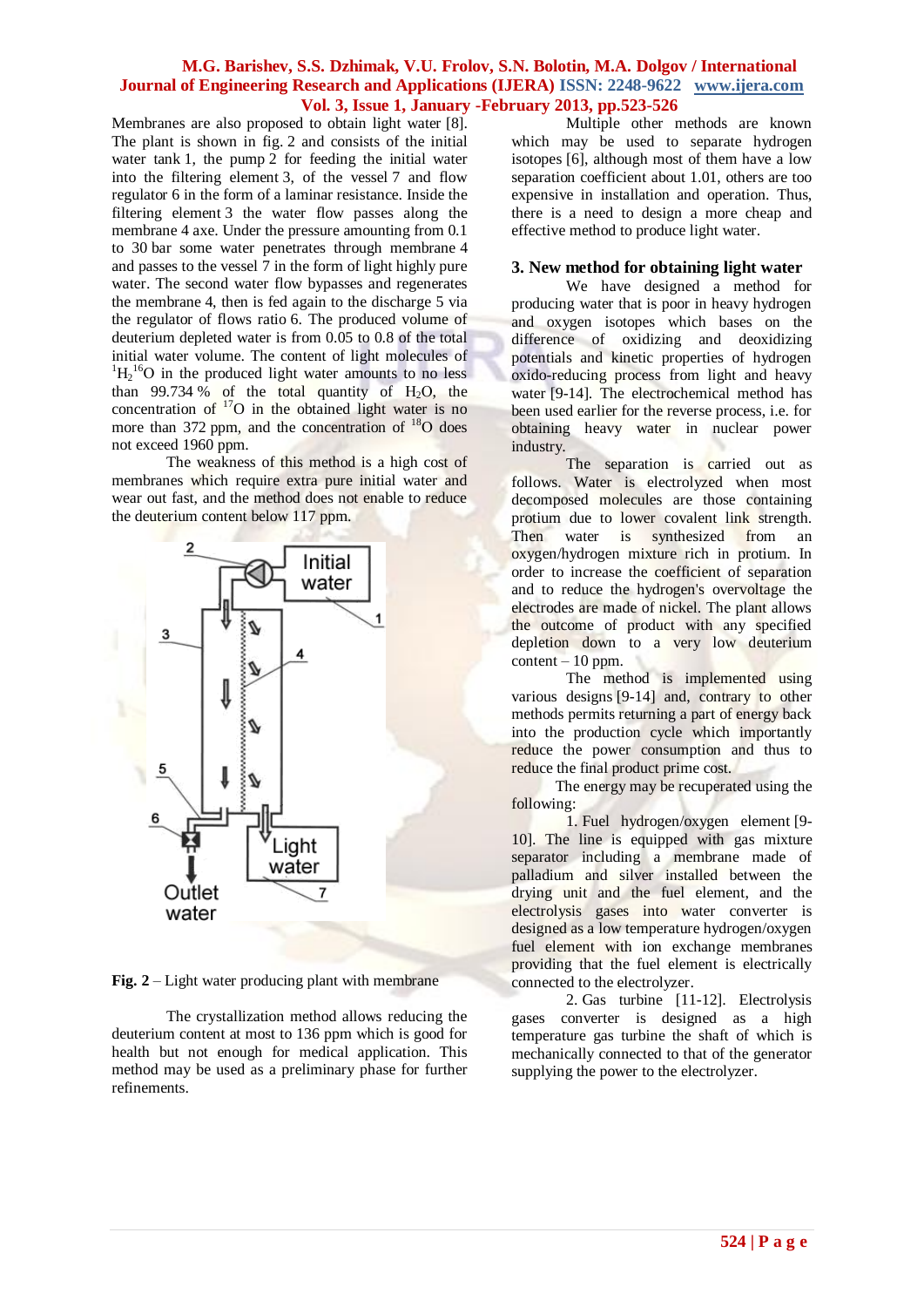Membranes are also proposed to obtain light water [8]. The plant is shown in fig. 2 and consists of the initial water tank 1, the pump 2 for feeding the initial water into the filtering element 3, of the vessel 7 and flow regulator 6 in the form of a laminar resistance. Inside the filtering element 3 the water flow passes along the membrane 4 axe. Under the pressure amounting from 0.1 to 30 bar some water penetrates through membrane 4 and passes to the vessel 7 in the form of light highly pure water. The second water flow bypasses and regenerates the membrane 4, then is fed again to the discharge 5 via the regulator of flows ratio 6. The produced volume of deuterium depleted water is from 0.05 to 0.8 of the total initial water volume. The content of light molecules of $^{1}H_2{}^{16}O$ in the produced light water amounts to no less than 99.734 % of the total quantity of $H_2O$, the concentration of $^{17}O$ in the obtained light water is no more than 372 ppm, and the concentration of $^{18}O$ does not exceed 1960 ppm.

The weakness of this method is a high cost of membranes which require extra pure initial water and wear out fast, and the method does not enable to reduce the deuterium content below 117 ppm.

**Fig. 2** – Light water producing plant with membrane

The crystallization method allows reducing the deuterium content at most to 136 ppm which is good for health but not enough for medical application. This method may be used as a preliminary phase for further refinements.

Multiple other methods are known which may be used to separate hydrogen isotopes [6], although most of them have a low separation coefficient about 1.01, others are too expensive in installation and operation. Thus, there is a need to design a more cheap and effective method to produce light water.

## 3. New method for obtaining light water

We have designed a method for producing water that is poor in heavy hydrogen and oxygen isotopes which bases on the difference of oxidizing and deoxidizing potentials and kinetic properties of hydrogen oxido-reducing process from light and heavy water [9-14]. The electrochemical method has been used earlier for the reverse process, i.e. for obtaining heavy water in nuclear power industry.

The separation is carried out as follows. Water is electrolyzed when most decomposed molecules are those containing protium due to lower covalent link strength. Then water is synthesized from an oxygen/hydrogen mixture rich in protium. In order to increase the coefficient of separation and to reduce the hydrogen's overvoltage the electrodes are made of nickel. The plant allows the outcome of product with any specified depletion down to a very low deuterium content – 10 ppm.

The method is implemented using various designs [9-14] and, contrary to other methods permits returning a part of energy back into the production cycle which importantly reduce the power consumption and thus to reduce the final product prime cost.

The energy may be recuperated using the following:

1. Fuel hydrogen/oxygen element [9-10]. The line is equipped with gas mixture separator including a membrane made of palladium and silver installed between the drying unit and the fuel element, and the electrolysis gases into water converter is designed as a low temperature hydrogen/oxygen fuel element with ion exchange membranes providing that the fuel element is electrically connected to the electrolyzer.

2. Gas turbine [11-12]. Electrolysis gases converter is designed as a high temperature gas turbine the shaft of which is mechanically connected to that of the generator supplying the power to the electrolyzer.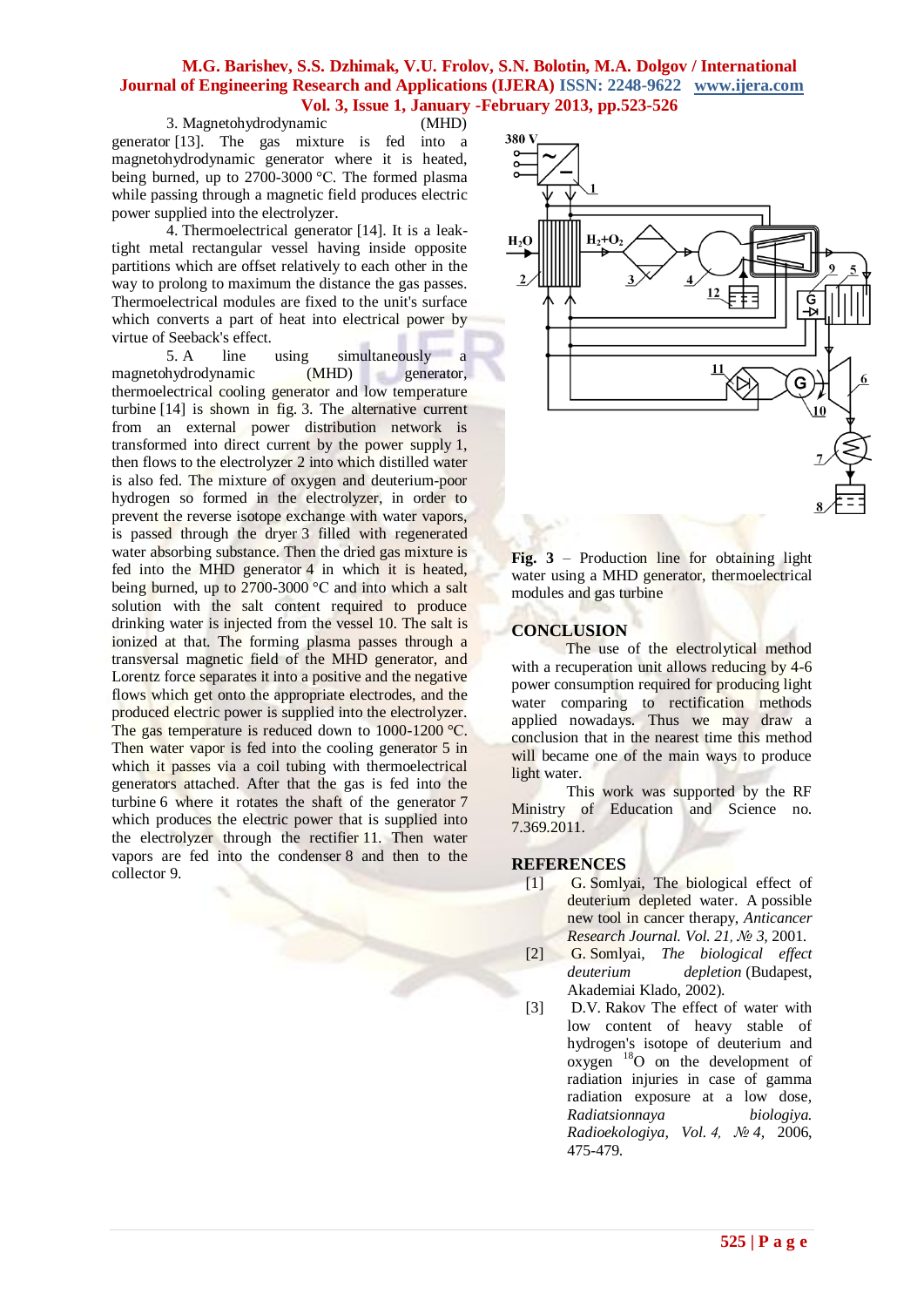3. Magnetohydrodynamic (MHD) generator [13]. The gas mixture is fed into a magnetohydrodynamic generator where it is heated, being burned, up to 2700-3000 °C. The formed plasma while passing through a magnetic field produces electric power supplied into the electrolyzer.

4. Thermoelectrical generator [14]. It is a leak-tight metal rectangular vessel having inside opposite partitions which are offset relatively to each other in the way to prolong to maximum the distance the gas passes. Thermoelectrical modules are fixed to the unit's surface which converts a part of heat into electrical power by virtue of Seeback's effect.

5. A line using simultaneously a magnetohydrodynamic (MHD) generator, thermoelectrical cooling generator and low temperature turbine [14] is shown in fig. 3. The alternative current from an external power distribution network is transformed into direct current by the power supply 1, then flows to the electrolyzer 2 into which distilled water is also fed. The mixture of oxygen and deuterium-poor hydrogen so formed in the electrolyzer, in order to prevent the reverse isotope exchange with water vapors, is passed through the dryer 3 filled with regenerated water absorbing substance. Then the dried gas mixture is fed into the MHD generator 4 in which it is heated, being burned, up to 2700-3000 °C and into which a salt solution with the salt content required to produce drinking water is injected from the vessel 10. The salt is ionized at that. The forming plasma passes through a transversal magnetic field of the MHD generator, and Lorentz force separates it into a positive and the negative flows which get onto the appropriate electrodes, and the produced electric power is supplied into the electrolyzer. The gas temperature is reduced down to 1000-1200 °C. Then water vapor is fed into the cooling generator 5 in which it passes via a coil tubing with thermoelectrical generators attached. After that the gas is fed into the turbine 6 where it rotates the shaft of the generator 7 which produces the electric power that is supplied into the electrolyzer through the rectifier 11. Then water vapors are fed into the condenser 8 and then to the collector 9.

**Fig. 3** – Production line for obtaining light water using a MHD generator, thermoelectrical modules and gas turbine

## CONCLUSION

The use of the electrolytical method with a recuperation unit allows reducing by 4-6 power consumption required for producing light water comparing to rectification methods applied nowadays. Thus we may draw a conclusion that in the nearest time this method will became one of the main ways to produce light water.

This work was supported by the RF Ministry of Education and Science no. 7.369.2011.

## REFERENCES

[1] G. Somlyai, The biological effect of deuterium depleted water. A possible new tool in cancer therapy, *Anticancer Research Journal. Vol. 21, № 3*, 2001.

[2] G. Somlyai, *The biological effect deuterium depletion* (Budapest, Akademiai Klado, 2002).

[3] D.V. Rakov The effect of water with low content of heavy stable of hydrogen's isotope of deuterium and oxygen $^{18}O$ on the development of radiation injuries in case of gamma radiation exposure at a low dose, *Radiatsionnaya biologiya. Radioekologiya, Vol. 4, № 4,* 2006, 475-479.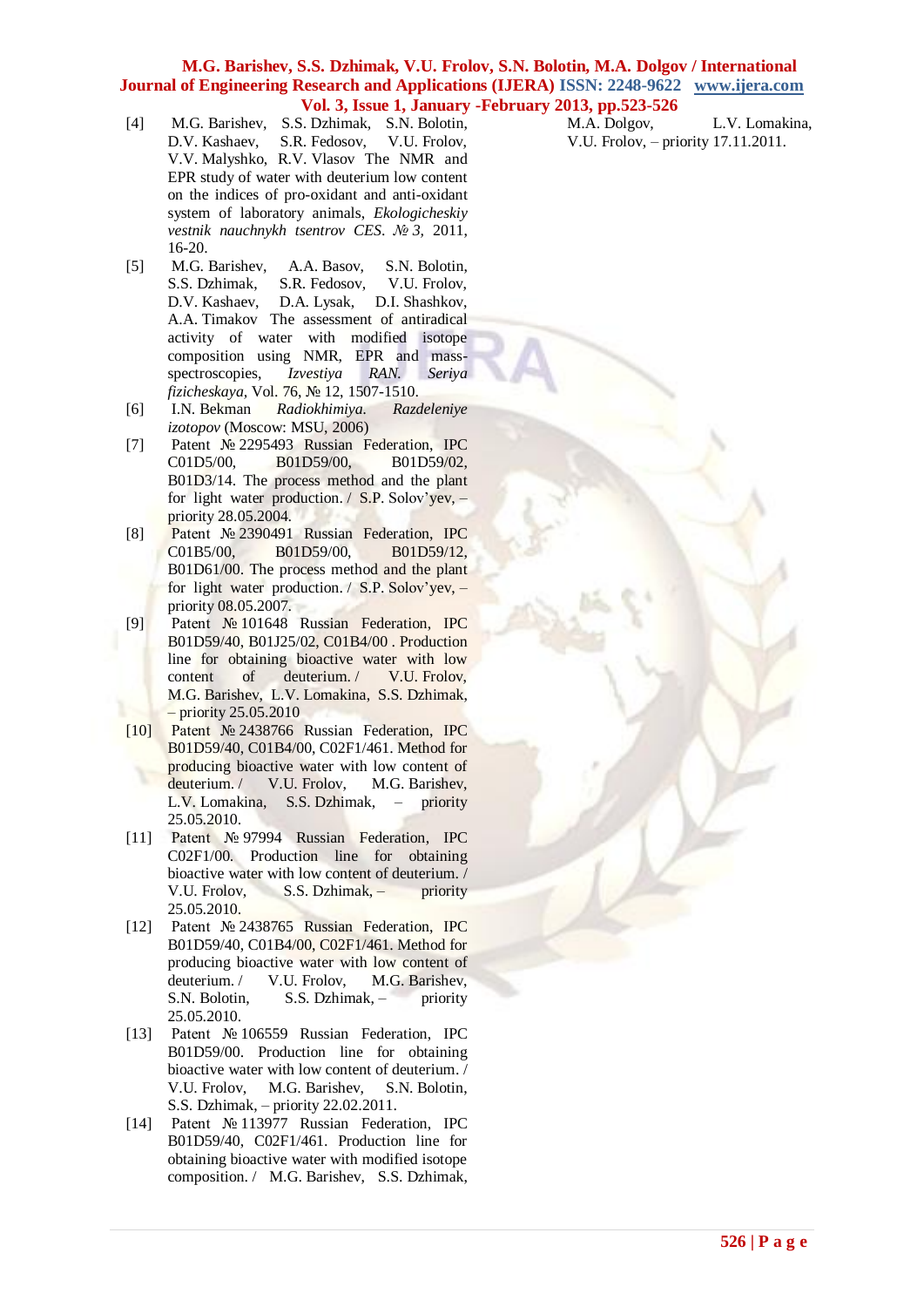[4] M.G. Barishev, S.S. Dzhimak, S.N. Bolotin, D.V. Kashaev, S.R. Fedosov, V.U. Frolov, V.V. Malyshko, R.V. Vlasov The NMR and EPR study of water with deuterium low content on the indices of pro-oxidant and anti-oxidant system of laboratory animals, *Ekologicheskiy vestnik nauchnykh tsentrov CES. № 3,* 2011, 16-20.

[5] M.G. Barishev, A.A. Basov, S.N. Bolotin, S.S. Dzhimak, S.R. Fedosov, V.U. Frolov, D.V. Kashaev, D.A. Lysak, D.I. Shashkov, A.A. Timakov The assessment of antiradical activity of water with modified isotope composition using NMR, EPR and mass-spectroscopies, *Izvestiya RAN. Seriya fizicheskaya*, Vol. 76, № 12, 1507-1510.

[6] I.N. Bekman *Radiokhimiya. Razdeleniye izotopov* (Moscow: MSU, 2006)

[7] Patent № 2295493 Russian Federation, IPC C01D5/00, B01D59/00, B01D59/02, B01D3/14. The process method and the plant for light water production. / S.P. Solov'yev, – priority 28.05.2004.

[8] Patent № 2390491 Russian Federation, IPC C01B5/00, B01D59/00, B01D59/12, B01D61/00. The process method and the plant for light water production. / S.P. Solov'yev, – priority 08.05.2007.

[9] Patent № 101648 Russian Federation, IPC B01D59/40, B01J25/02, C01B4/00 . Production line for obtaining bioactive water with low content of deuterium. / V.U. Frolov, M.G. Barishev, L.V. Lomakina, S.S. Dzhimak, – priority 25.05.2010

[10] Patent № 2438766 Russian Federation, IPC B01D59/40, C01B4/00, C02F1/461. Method for producing bioactive water with low content of deuterium. / V.U. Frolov, M.G. Barishev, L.V. Lomakina, S.S. Dzhimak, – priority 25.05.2010.

[11] Patent № 97994 Russian Federation, IPC C02F1/00. Production line for obtaining bioactive water with low content of deuterium. / V.U. Frolov, S.S. Dzhimak, – priority 25.05.2010.

[12] Patent № 2438765 Russian Federation, IPC B01D59/40, C01B4/00, C02F1/461. Method for producing bioactive water with low content of deuterium. / V.U. Frolov, M.G. Barishev, S.N. Bolotin, S.S. Dzhimak, – priority 25.05.2010.

[13] Patent № 106559 Russian Federation, IPC B01D59/00. Production line for obtaining bioactive water with low content of deuterium. / V.U. Frolov, M.G. Barishev, S.N. Bolotin, S.S. Dzhimak, – priority 22.02.2011.

[14] Patent № 113977 Russian Federation, IPC B01D59/40, C02F1/461. Production line for obtaining bioactive water with modified isotope composition. / M.G. Barishev, S.S. Dzhimak, M.A. Dolgov, L.V. Lomakina, V.U. Frolov, – priority 17.11.2011.